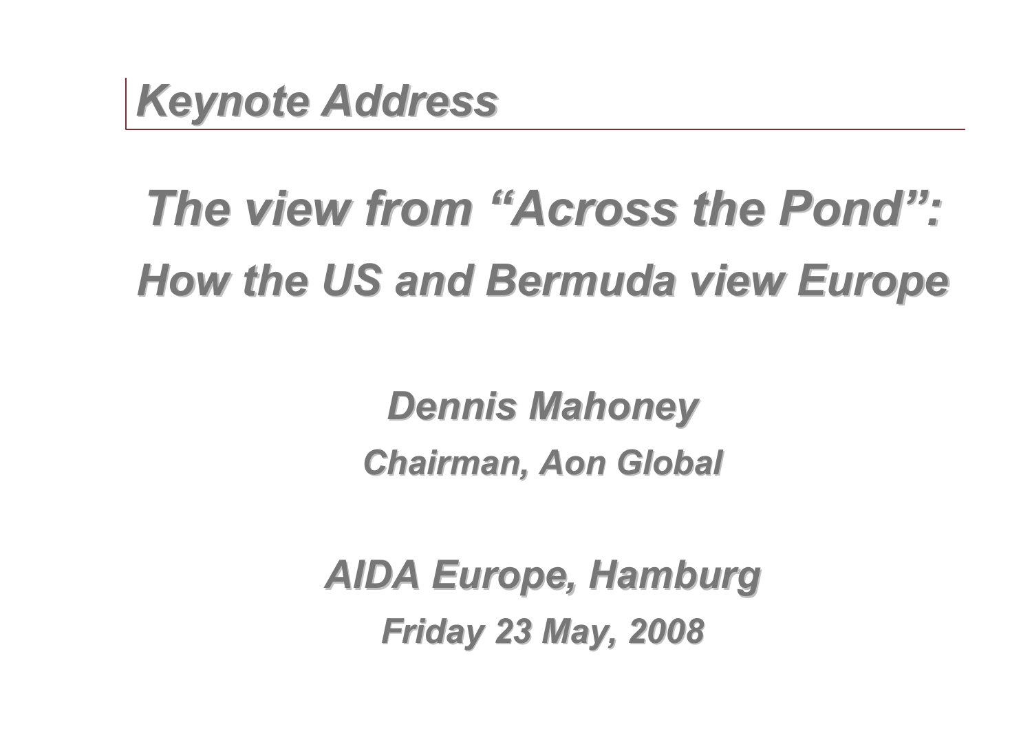## *Keynote Address*

# *The view from "Across the Pond": How the US and Bermuda view Europe*

*Dennis Mahoney*

*Chairman, Aon Global*

*AIDA Europe, Hamburg*

*Friday 23 May, 2008*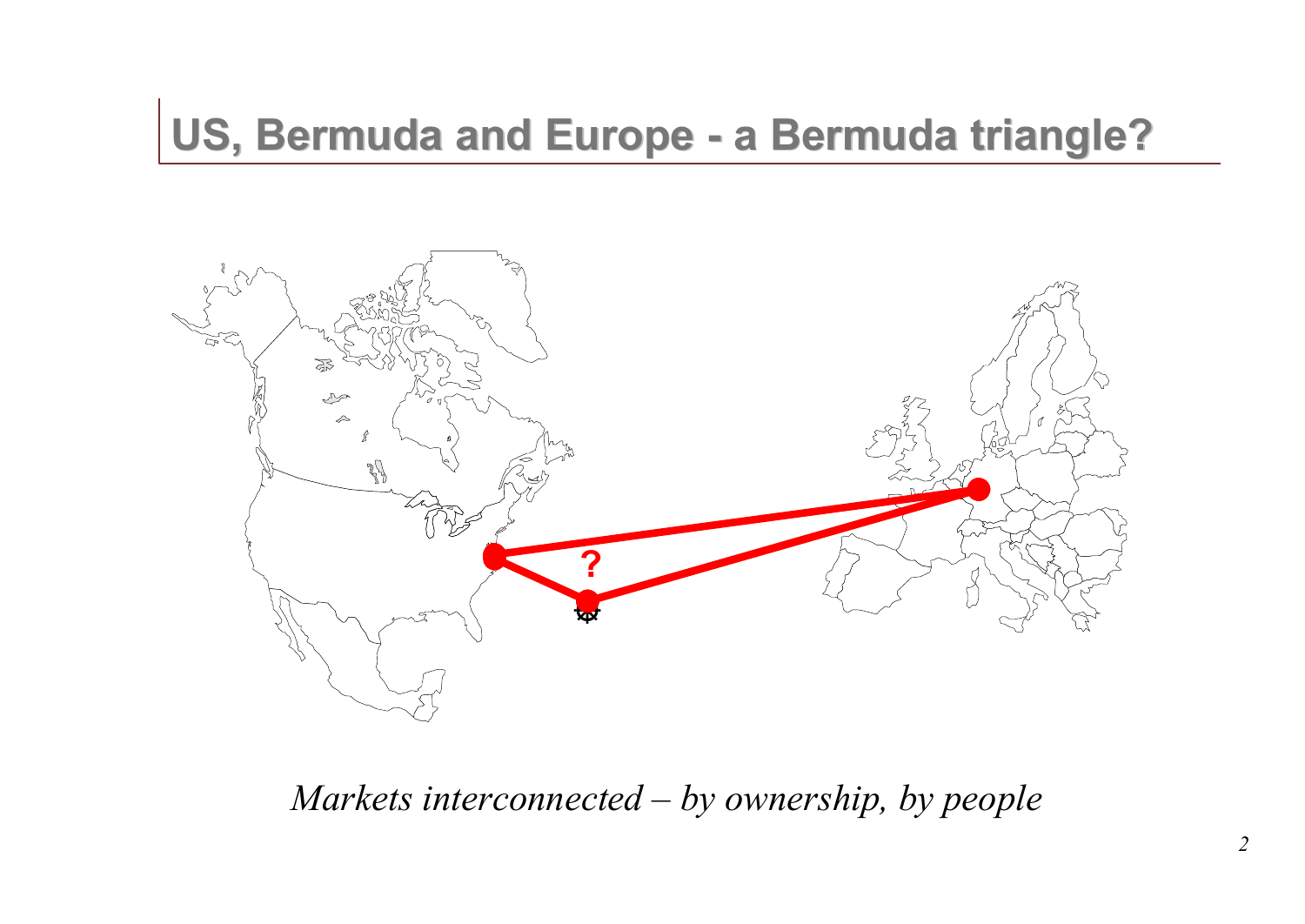# US, Bermuda and Europe - a Bermuda triangle?

?

*Markets interconnected – by ownership, by people*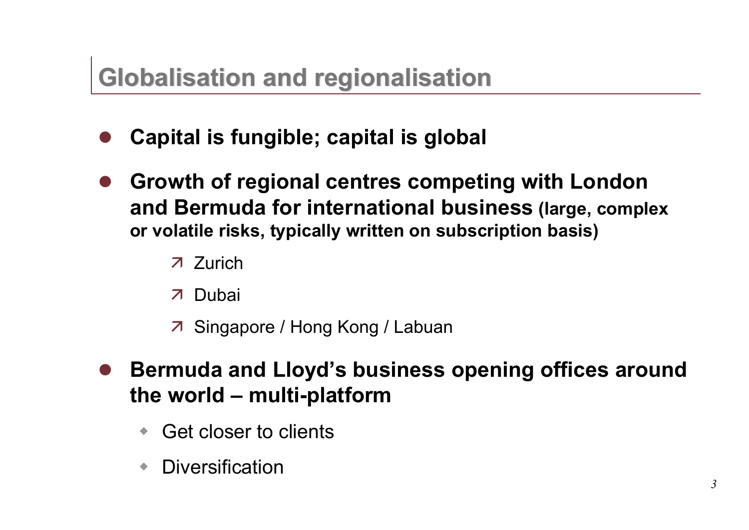# Globalisation and regionalisation

- **Capital is fungible; capital is global**
- **Growth of regional centres competing with London and Bermuda for international business (large, complex or volatile risks, typically written on subscription basis)**
  - Zurich
  - Dubai
  - Singapore / Hong Kong / Labuan
- **Bermuda and Lloyd's business opening offices around the world – multi-platform**
  - Get closer to clients
  - Diversification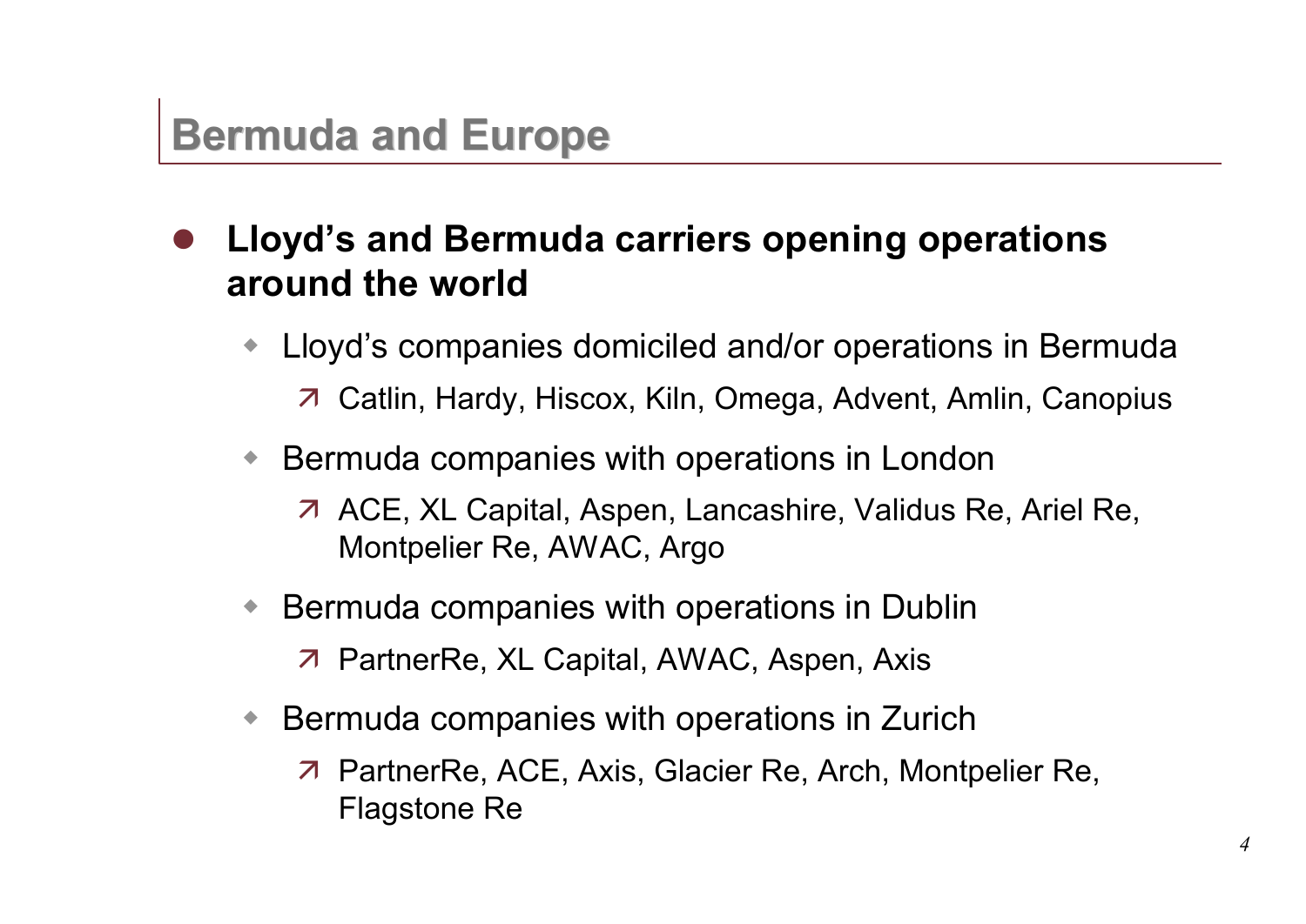# Bermuda and Europe

- **Lloyd's and Bermuda carriers opening operations around the world**
  - Lloyd's companies domiciled and/or operations in Bermuda
    - Catlin, Hardy, Hiscox, Kiln, Omega, Advent, Amlin, Canopius
  - Bermuda companies with operations in London
    - ACE, XL Capital, Aspen, Lancashire, Validus Re, Ariel Re, Montpelier Re, AWAC, Argo
  - Bermuda companies with operations in Dublin
    - PartnerRe, XL Capital, AWAC, Aspen, Axis
  - Bermuda companies with operations in Zurich
    - PartnerRe, ACE, Axis, Glacier Re, Arch, Montpelier Re, Flagstone Re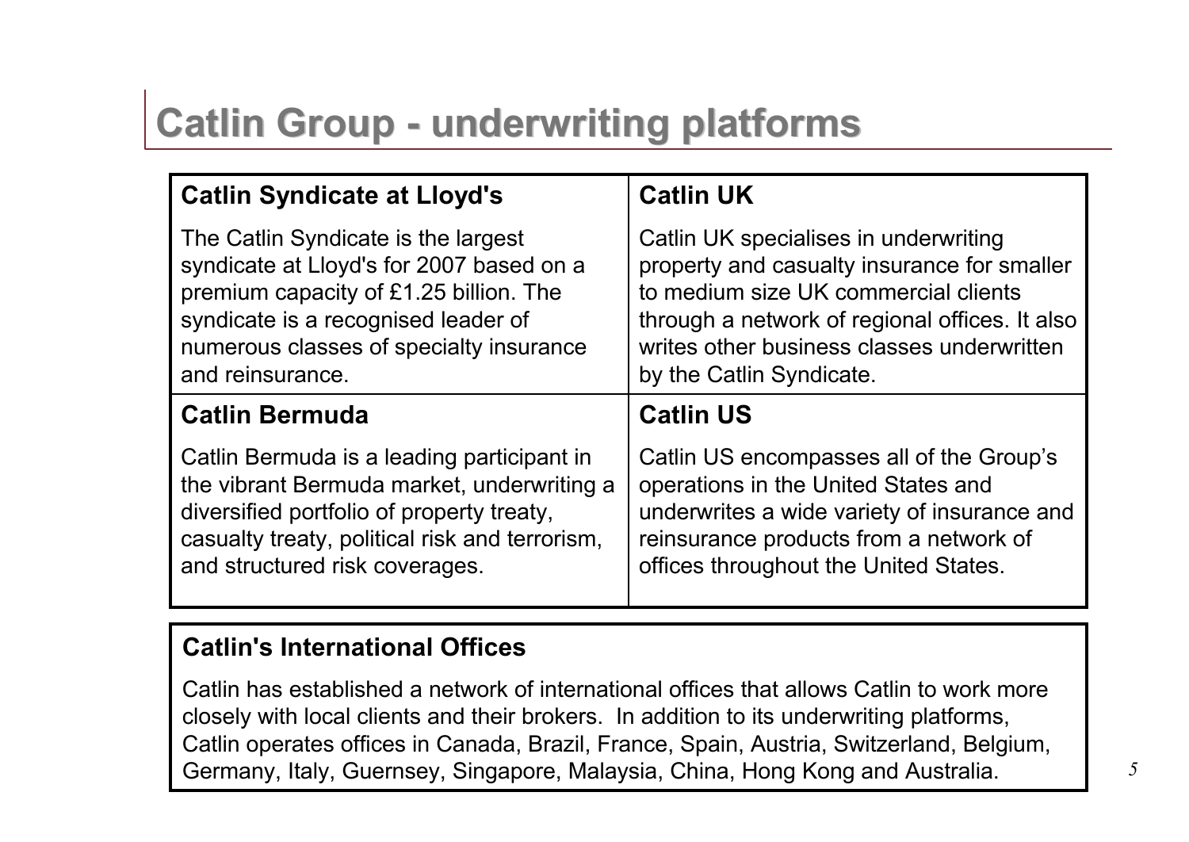# Catlin Group - underwriting platforms

### Catlin Syndicate at Lloyd's

The Catlin Syndicate is the largest syndicate at Lloyd's for 2007 based on a premium capacity of £1.25 billion. The syndicate is a recognised leader of numerous classes of specialty insurance and reinsurance.

### Catlin UK

Catlin UK specialises in underwriting property and casualty insurance for smaller to medium size UK commercial clients through a network of regional offices. It also writes other business classes underwritten by the Catlin Syndicate.

### Catlin Bermuda

Catlin Bermuda is a leading participant in the vibrant Bermuda market, underwriting a diversified portfolio of property treaty, casualty treaty, political risk and terrorism, and structured risk coverages.

### Catlin US

Catlin US encompasses all of the Group's operations in the United States and underwrites a wide variety of insurance and reinsurance products from a network of offices throughout the United States.

### Catlin's International Offices

Catlin has established a network of international offices that allows Catlin to work more closely with local clients and their brokers. In addition to its underwriting platforms, Catlin operates offices in Canada, Brazil, France, Spain, Austria, Switzerland, Belgium, Germany, Italy, Guernsey, Singapore, Malaysia, China, Hong Kong and Australia.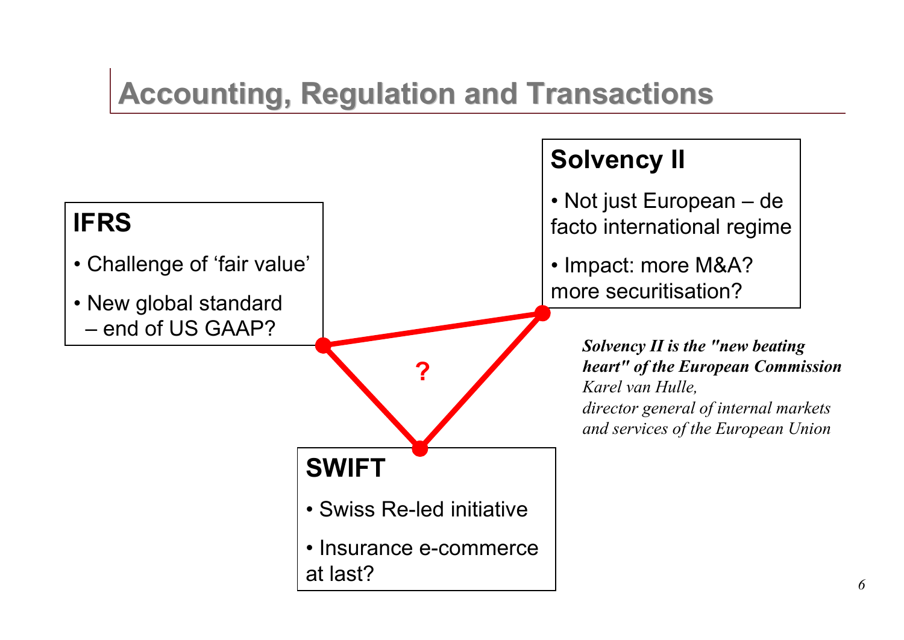# Accounting, Regulation and Transactions

### IFRS

- Challenge of 'fair value'
- New global standard – end of US GAAP?

### Solvency II

- Not just European – de facto international regime
- Impact: more M&A? more securitisation?

?

### SWIFT

- Swiss Re-led initiative
- Insurance e-commerce at last?

***Solvency II is the "new beating heart" of the European Commission***
*Karel van Hulle,*
*director general of internal markets and services of the European Union*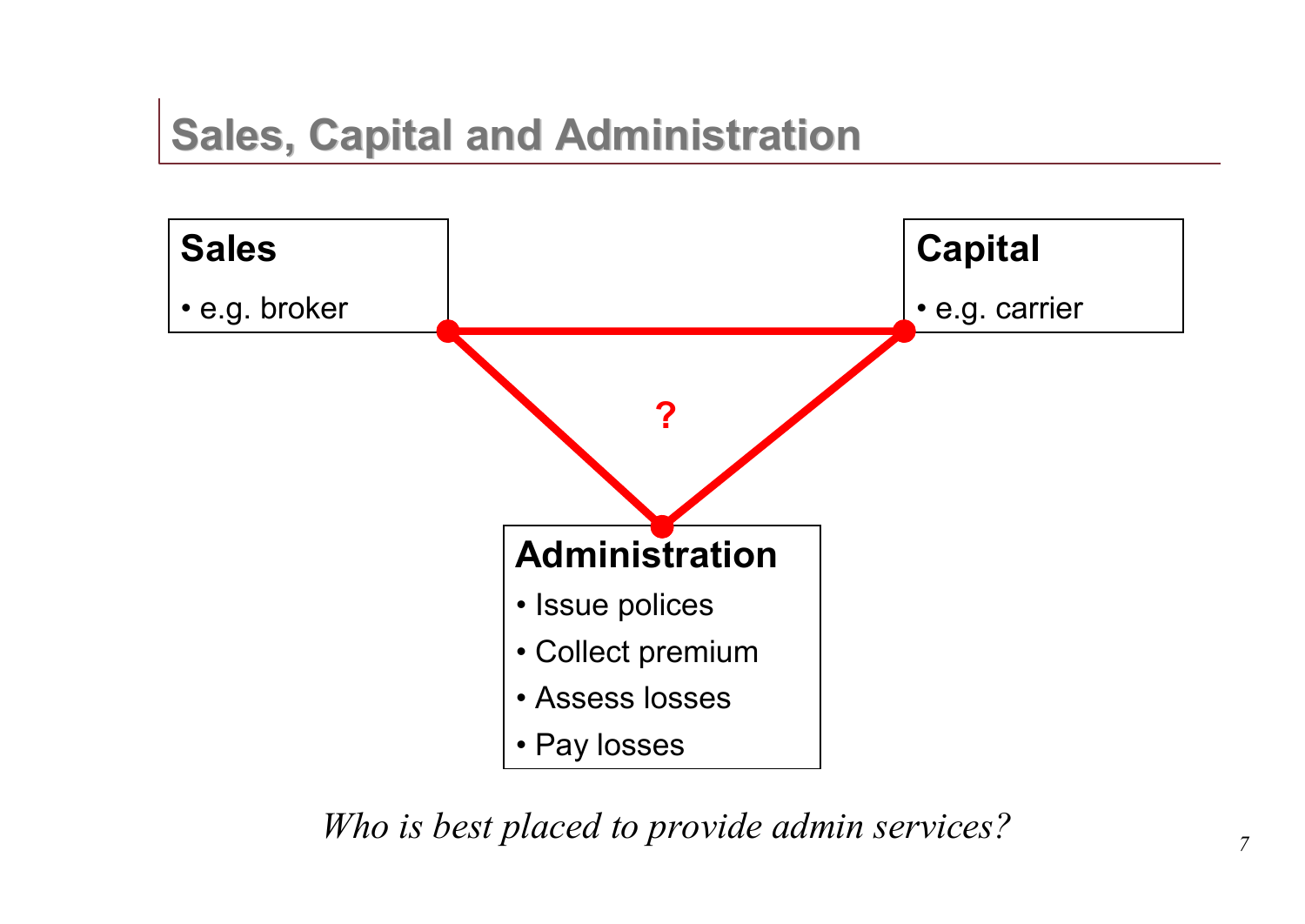# Sales, Capital and Administration

**Sales**

- e.g. broker

**Capital**

- e.g. carrier

?

**Administration**

- Issue polices
- Collect premium
- Assess losses
- Pay losses

*Who is best placed to provide admin services?*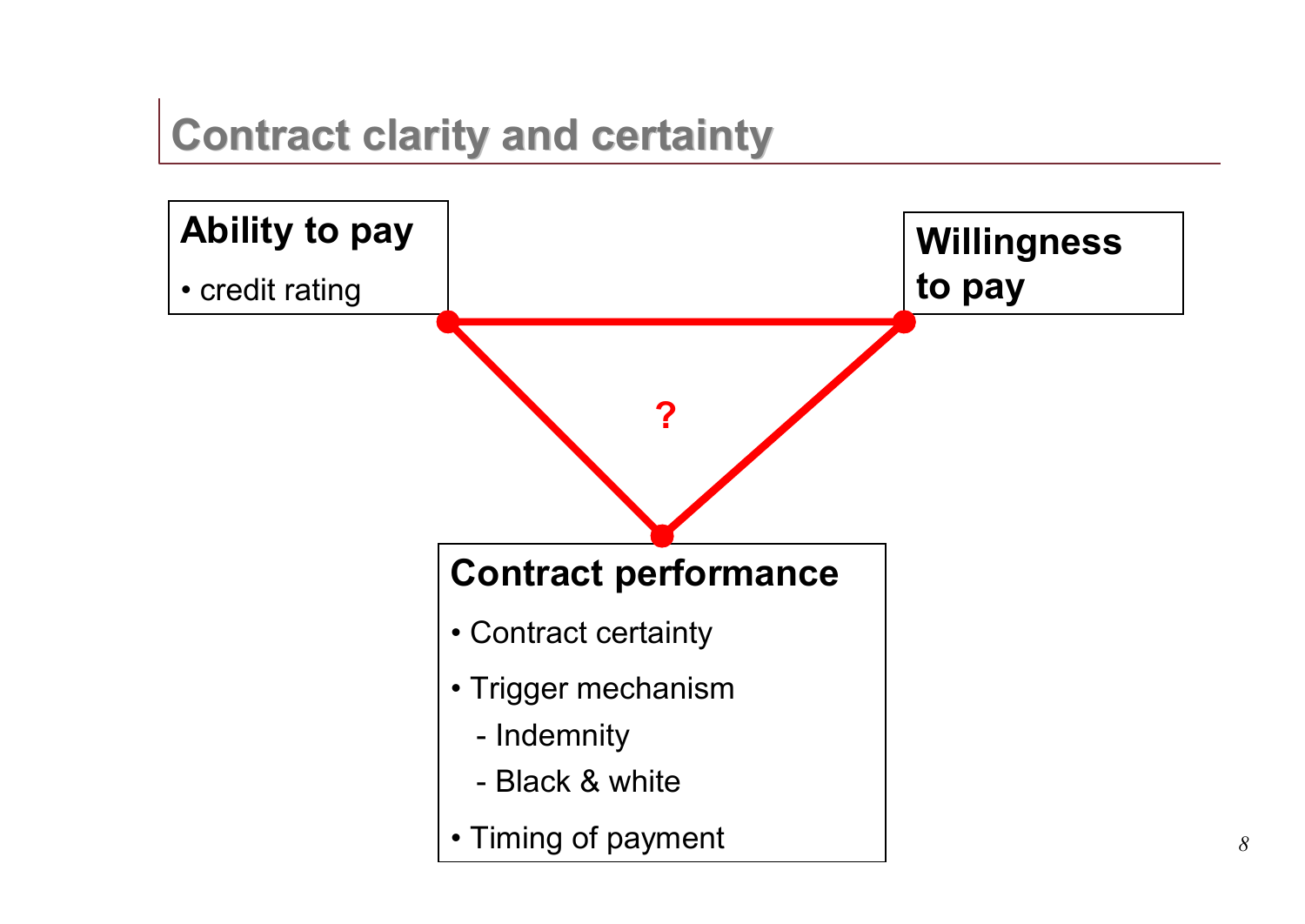# Contract clarity and certainty

**Ability to pay**

- credit rating

**Willingness to pay**

?

**Contract performance**

- Contract certainty
- Trigger mechanism
  - Indemnity
  - Black & white
- Timing of payment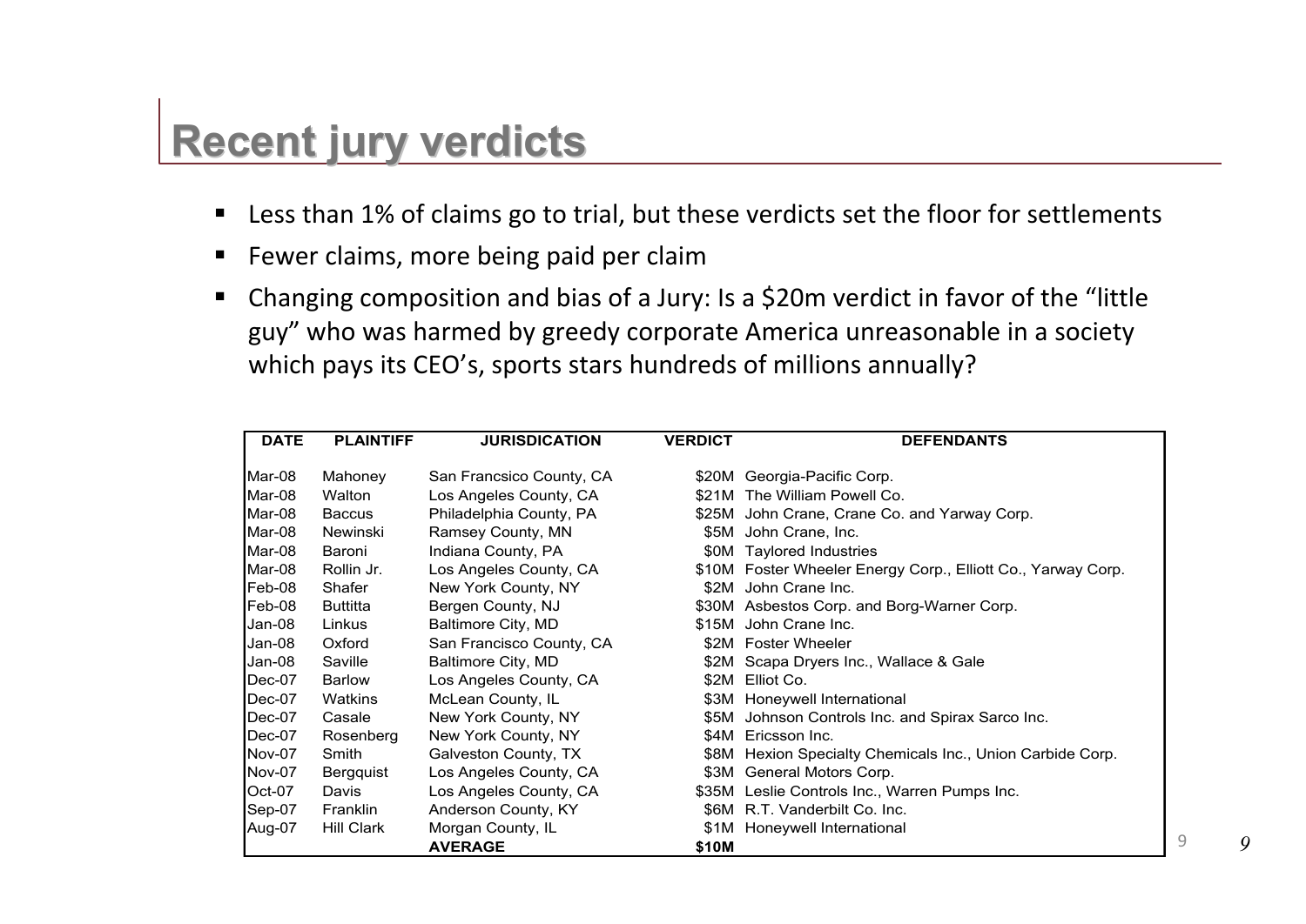# Recent jury verdicts

- Less than 1% of claims go to trial, but these verdicts set the floor for settlements
- Fewer claims, more being paid per claim
- Changing composition and bias of a Jury: Is a $20m verdict in favor of the "little guy" who was harmed by greedy corporate America unreasonable in a society which pays its CEO's, sports stars hundreds of millions annually?

| DATE | PLAINTIFF | JURISDICATION | VERDICT | DEFENDANTS |
|---|---|---|---|---|
| Mar-08 | Mahoney | San Francsico County, CA | $20M | Georgia-Pacific Corp. |
| Mar-08 | Walton | Los Angeles County, CA | $21M | The William Powell Co. |
| Mar-08 | Baccus | Philadelphia County, PA | $25M | John Crane, Crane Co. and Yarway Corp. |
| Mar-08 | Newinski | Ramsey County, MN | $5M | John Crane, Inc. |
| Mar-08 | Baroni | Indiana County, PA | $0M | Taylored Industries |
| Mar-08 | Rollin Jr. | Los Angeles County, CA | $10M | Foster Wheeler Energy Corp., Elliott Co., Yarway Corp. |
| Feb-08 | Shafer | New York County, NY | $2M | John Crane Inc. |
| Feb-08 | Buttitta | Bergen County, NJ | $30M | Asbestos Corp. and Borg-Warner Corp. |
| Jan-08 | Linkus | Baltimore City, MD | $15M | John Crane Inc. |
| Jan-08 | Oxford | San Francisco County, CA | $2M | Foster Wheeler |
| Jan-08 | Saville | Baltimore City, MD | $2M | Scapa Dryers Inc., Wallace & Gale |
| Dec-07 | Barlow | Los Angeles County, CA | $2M | Elliot Co. |
| Dec-07 | Watkins | McLean County, IL | $3M | Honeywell International |
| Dec-07 | Casale | New York County, NY | $5M | Johnson Controls Inc. and Spirax Sarco Inc. |
| Dec-07 | Rosenberg | New York County, NY | $4M | Ericsson Inc. |
| Nov-07 | Smith | Galveston County, TX | $8M | Hexion Specialty Chemicals Inc., Union Carbide Corp. |
| Nov-07 | Bergquist | Los Angeles County, CA | $3M | General Motors Corp. |
| Oct-07 | Davis | Los Angeles County, CA | $35M | Leslie Controls Inc., Warren Pumps Inc. |
| Sep-07 | Franklin | Anderson County, KY | $6M | R.T. Vanderbilt Co. Inc. |
| Aug-07 | Hill Clark | Morgan County, IL | $1M | Honeywell International |
| | | **AVERAGE** | **$10M** | |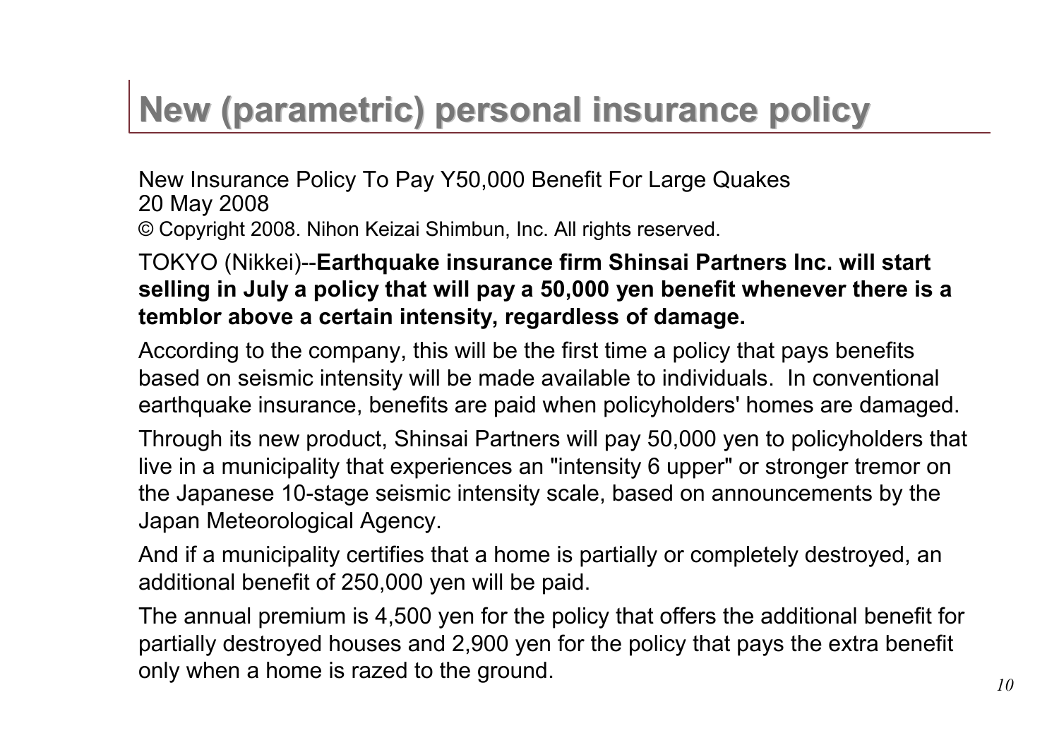# New (parametric) personal insurance policy

New Insurance Policy To Pay Y50,000 Benefit For Large Quakes
20 May 2008
© Copyright 2008. Nihon Keizai Shimbun, Inc. All rights reserved.

TOKYO (Nikkei)--**Earthquake insurance firm Shinsai Partners Inc. will start selling in July a policy that will pay a 50,000 yen benefit whenever there is a temblor above a certain intensity, regardless of damage.**

According to the company, this will be the first time a policy that pays benefits based on seismic intensity will be made available to individuals. In conventional earthquake insurance, benefits are paid when policyholders' homes are damaged.

Through its new product, Shinsai Partners will pay 50,000 yen to policyholders that live in a municipality that experiences an "intensity 6 upper" or stronger tremor on the Japanese 10-stage seismic intensity scale, based on announcements by the Japan Meteorological Agency.

And if a municipality certifies that a home is partially or completely destroyed, an additional benefit of 250,000 yen will be paid.

The annual premium is 4,500 yen for the policy that offers the additional benefit for partially destroyed houses and 2,900 yen for the policy that pays the extra benefit only when a home is razed to the ground.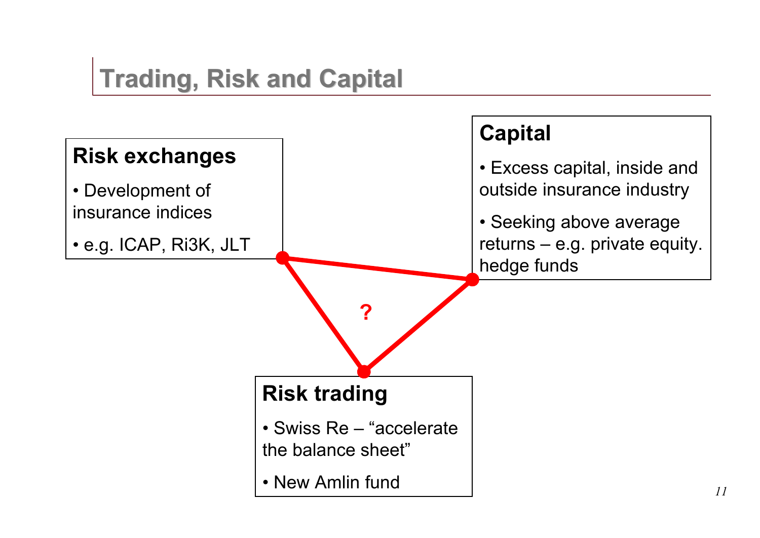# Trading, Risk and Capital

### Risk exchanges

- Development of insurance indices
- e.g. ICAP, Ri3K, JLT

### Capital

- Excess capital, inside and outside insurance industry
- Seeking above average returns – e.g. private equity. hedge funds

?

### Risk trading

- Swiss Re – “accelerate the balance sheet”
- New Amlin fund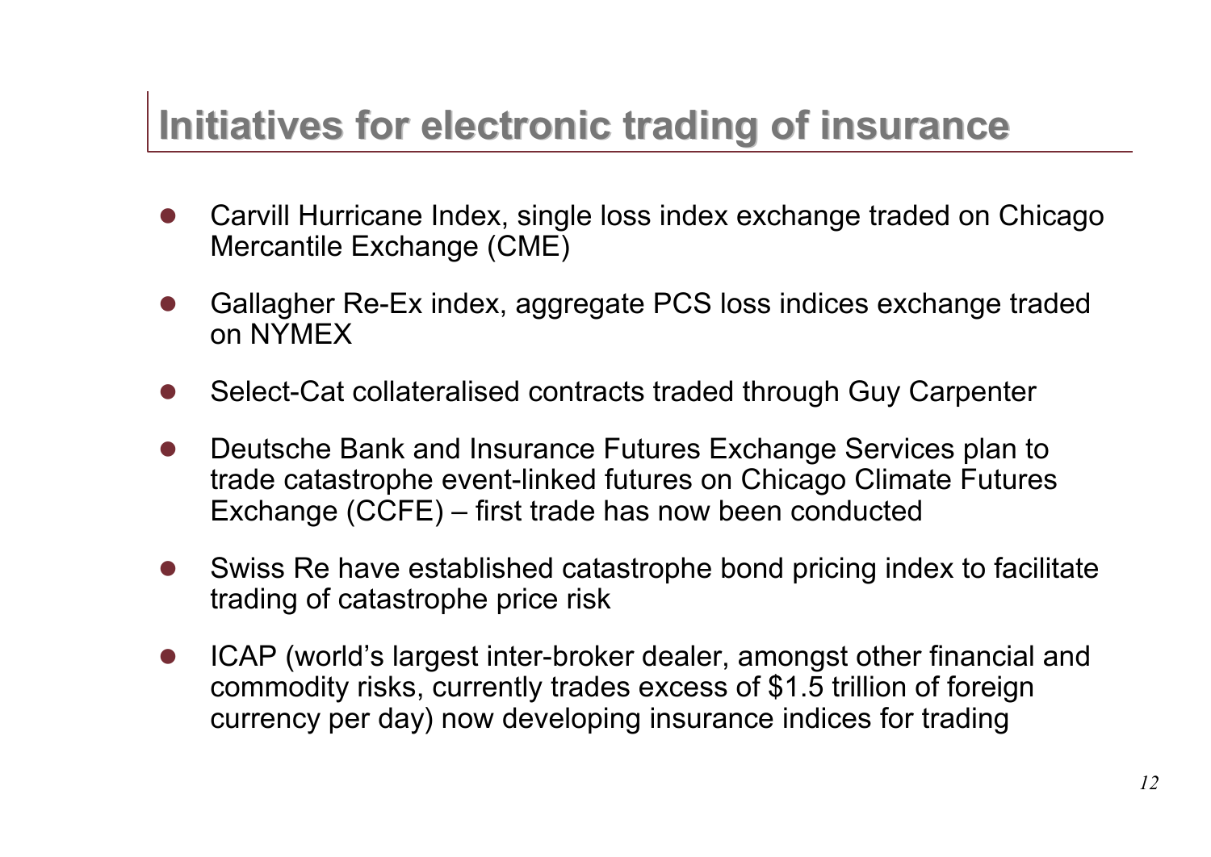# Initiatives for electronic trading of insurance

- Carvill Hurricane Index, single loss index exchange traded on Chicago Mercantile Exchange (CME)
- Gallagher Re-Ex index, aggregate PCS loss indices exchange traded on NYMEX
- Select-Cat collateralised contracts traded through Guy Carpenter
- Deutsche Bank and Insurance Futures Exchange Services plan to trade catastrophe event-linked futures on Chicago Climate Futures Exchange (CCFE) – first trade has now been conducted
- Swiss Re have established catastrophe bond pricing index to facilitate trading of catastrophe price risk
- ICAP (world's largest inter-broker dealer, amongst other financial and commodity risks, currently trades excess of $1.5 trillion of foreign currency per day) now developing insurance indices for trading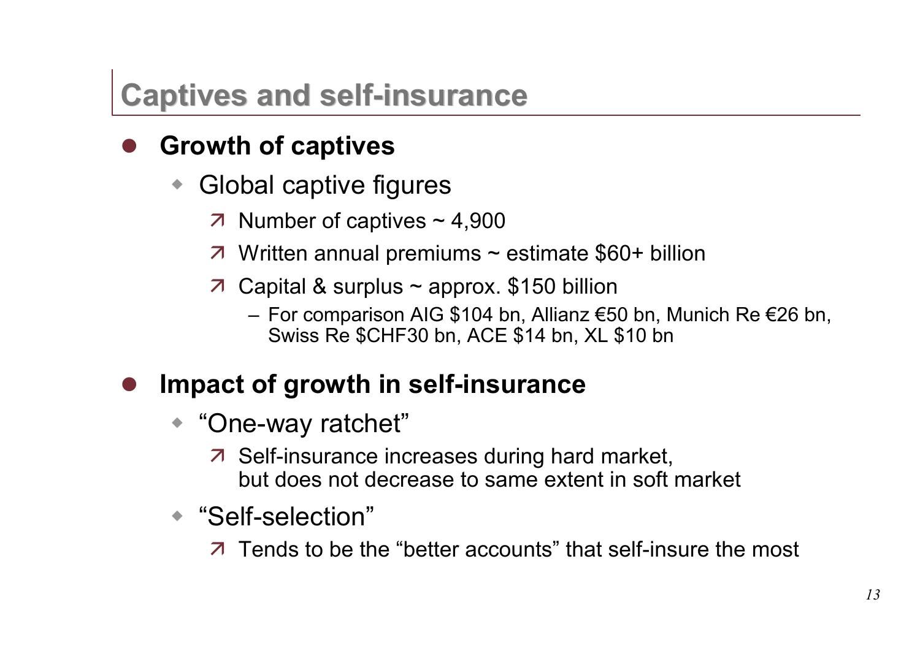# Captives and self-insurance

- **Growth of captives**
  - Global captive figures
    - Number of captives ~ 4,900
    - Written annual premiums ~ estimate $60+ billion
    - Capital & surplus ~ approx. $150 billion
      - For comparison AIG $104 bn, Allianz €50 bn, Munich Re €26 bn, Swiss Re $CHF30 bn, ACE $14 bn, XL $10 bn

- **Impact of growth in self-insurance**
  - "One-way ratchet"
    - Self-insurance increases during hard market, but does not decrease to same extent in soft market
  - "Self-selection"
    - Tends to be the "better accounts" that self-insure the most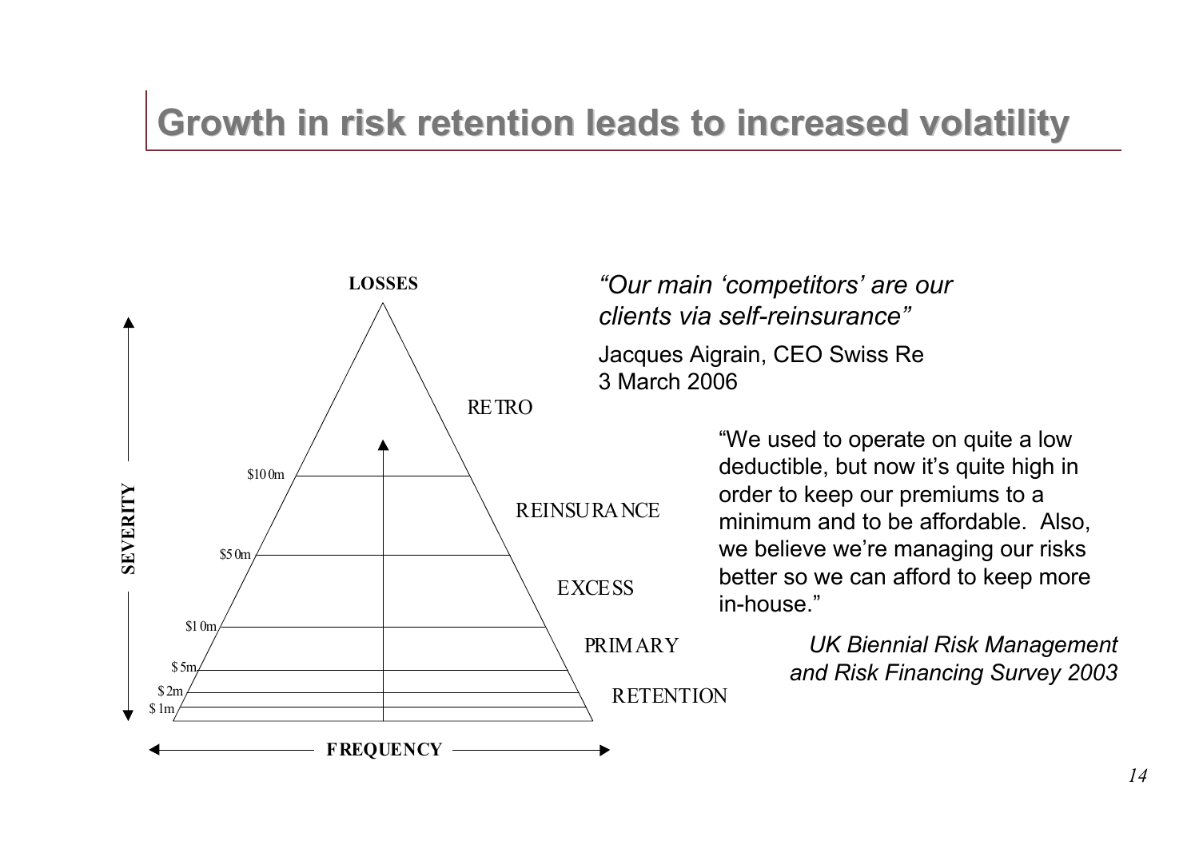# Growth in risk retention leads to increased volatility

LOSSES

SEVERITY

FREQUENCY

RETRO

$100m

REINSURANCE

$50m

EXCESS

$10m

PRIMARY

$5m

$2m

$1m

RETENTION

*"Our main 'competitors' are our clients via self-reinsurance"*

Jacques Aigrain, CEO Swiss Re
3 March 2006

"We used to operate on quite a low deductible, but now it's quite high in order to keep our premiums to a minimum and to be affordable. Also, we believe we're managing our risks better so we can afford to keep more in-house."

*UK Biennial Risk Management and Risk Financing Survey 2003*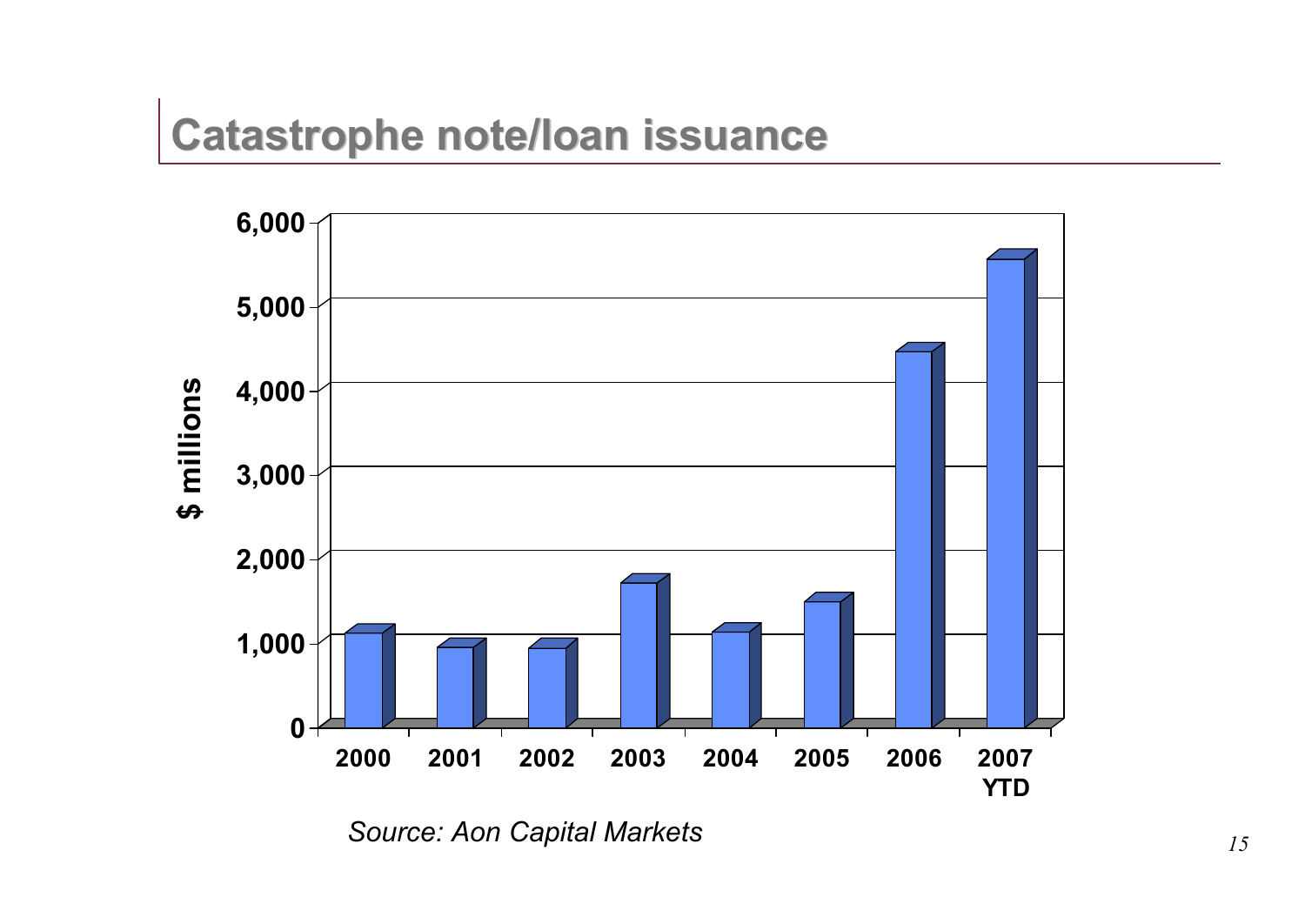# Catastrophe note/loan issuance

$ millions

6,000
5,000
4,000
3,000
2,000
1,000
0

2000 2001 2002 2003 2004 2005 2006 2007 YTD

*Source: Aon Capital Markets*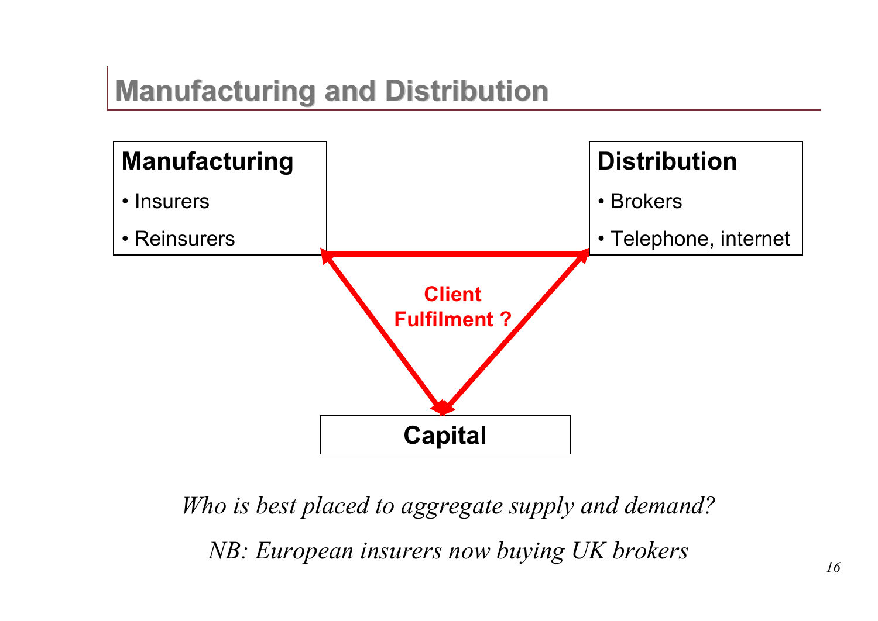## Manufacturing and Distribution

**Manufacturing**

- Insurers
- Reinsurers

**Distribution**

- Brokers
- Telephone, internet

**Client Fulfilment ?**

**Capital**

*Who is best placed to aggregate supply and demand?*

*NB: European insurers now buying UK brokers*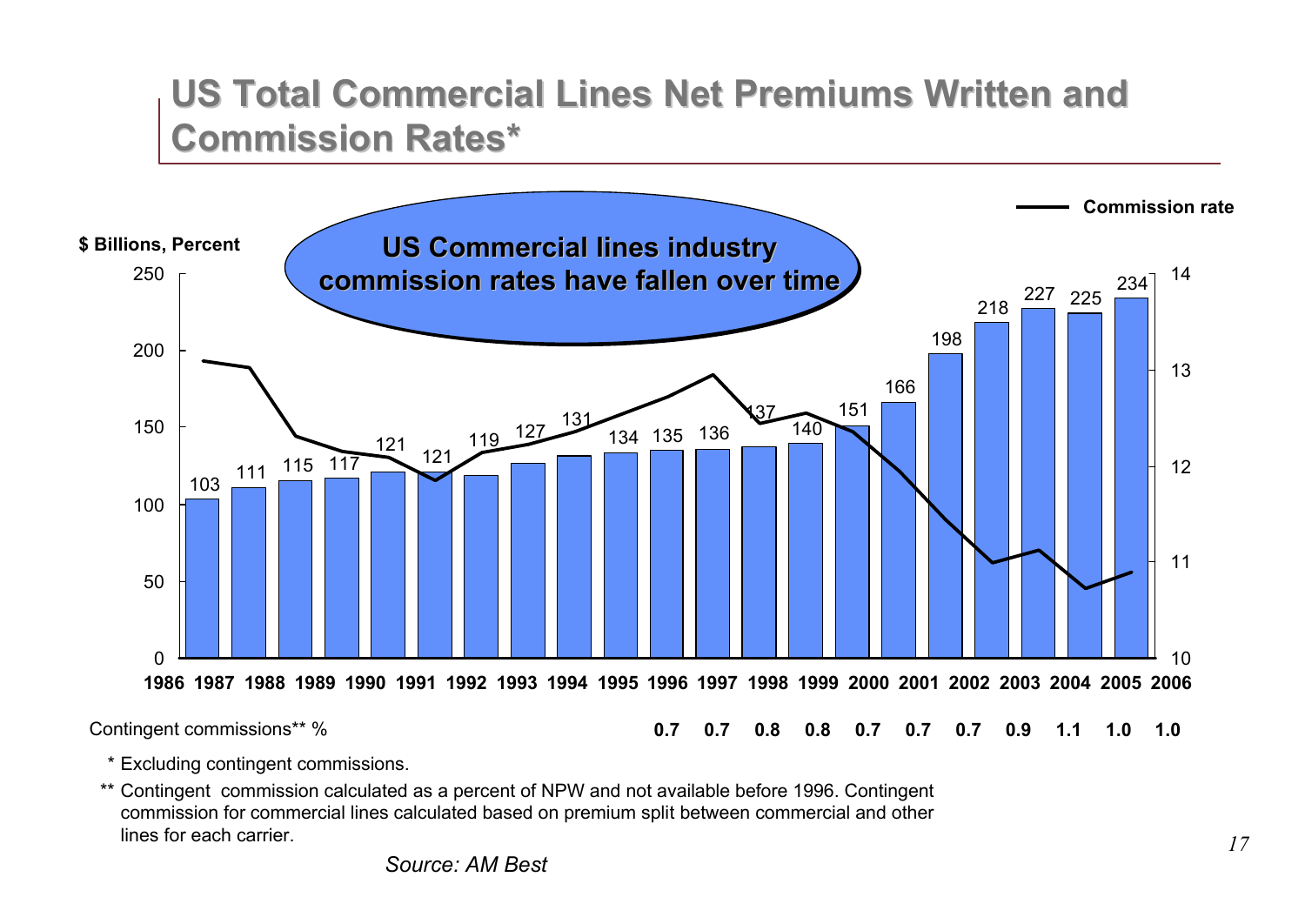# US Total Commercial Lines Net Premiums Written and Commission Rates*

**US Commercial lines industry commission rates have fallen over time**

**$ Billions, Percent**

— **Commission rate**

| Year | 1986 | 1987 | 1988 | 1989 | 1990 | 1991 | 1992 | 1993 | 1994 | 1995 | 1996 | 1997 | 1998 | 1999 | 2000 | 2001 | 2002 | 2003 | 2004 | 2005 | 2006 |
|---|---|---|---|---|---|---|---|---|---|---|---|---|---|---|---|---|---|---|---|---|---|
| Net Premiums Written ($ Billions) | 103 | 111 | 115 | 117 | 121 | 121 | 119 | 127 | 131 | 134 | 135 | 136 | 137 | 140 | 151 | 166 | 198 | 218 | 227 | 225 | 234 |
| Contingent commissions** % | | | | | | | | | | | 0.7 | 0.7 | 0.8 | 0.8 | 0.7 | 0.7 | 0.7 | 0.9 | 1.1 | 1.0 | 1.0 |

\* Excluding contingent commissions.

** Contingent commission calculated as a percent of NPW and not available before 1996. Contingent commission for commercial lines calculated based on premium split between commercial and other lines for each carrier.

*Source: AM Best*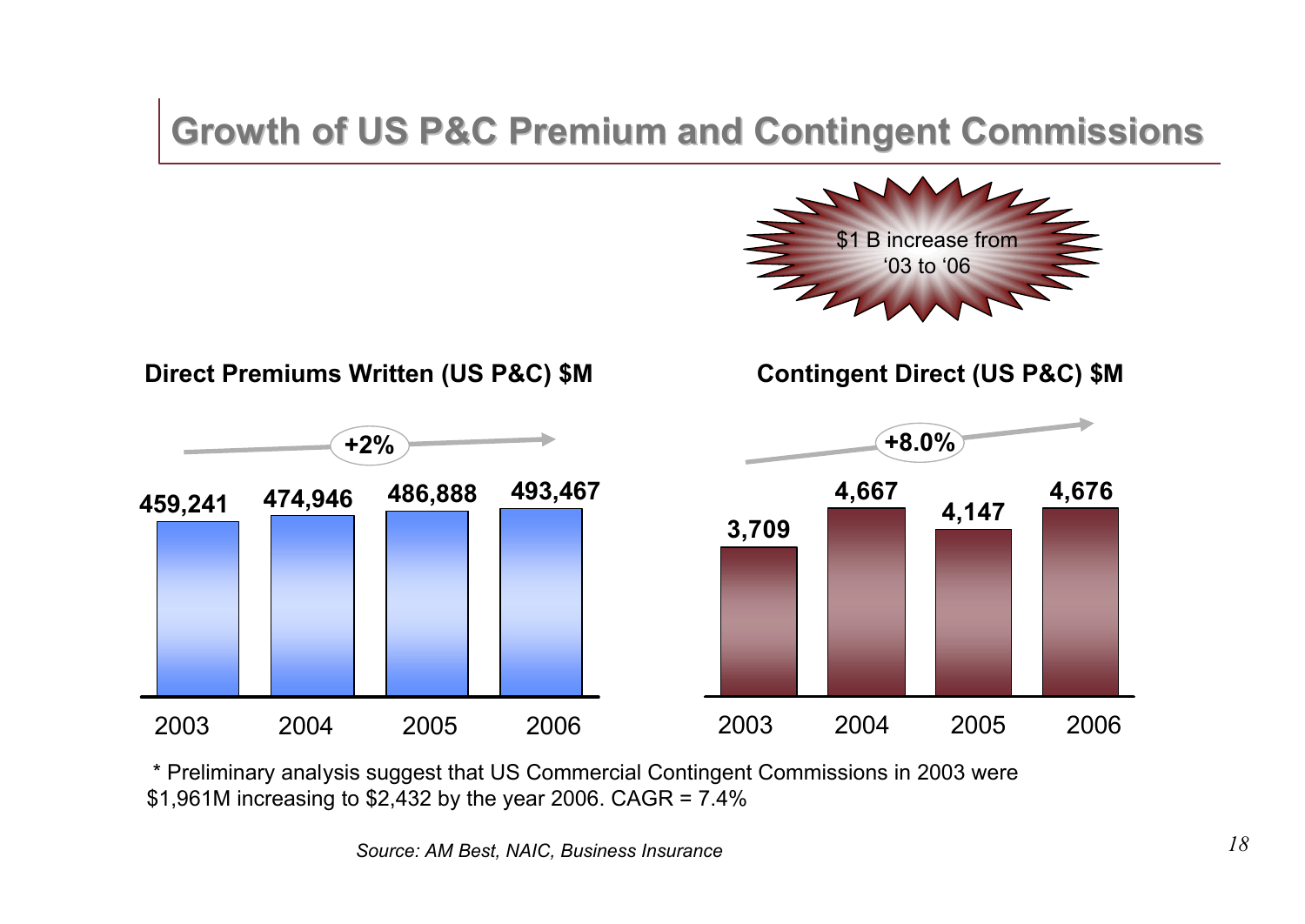# Growth of US P&C Premium and Contingent Commissions

$1 B increase from '03 to '06

**Direct Premiums Written (US P&C) $M**

+2%

| 2003 | 2004 | 2005 | 2006 |
|---|---|---|---|
| 459,241 | 474,946 | 486,888 | 493,467 |

**Contingent Direct (US P&C) $M**

+8.0%

| 2003 | 2004 | 2005 | 2006 |
|---|---|---|---|
| 3,709 | 4,667 | 4,147 | 4,676 |

* Preliminary analysis suggest that US Commercial Contingent Commissions in 2003 were $1,961M increasing to $2,432 by the year 2006. CAGR = 7.4%

*Source: AM Best, NAIC, Business Insurance*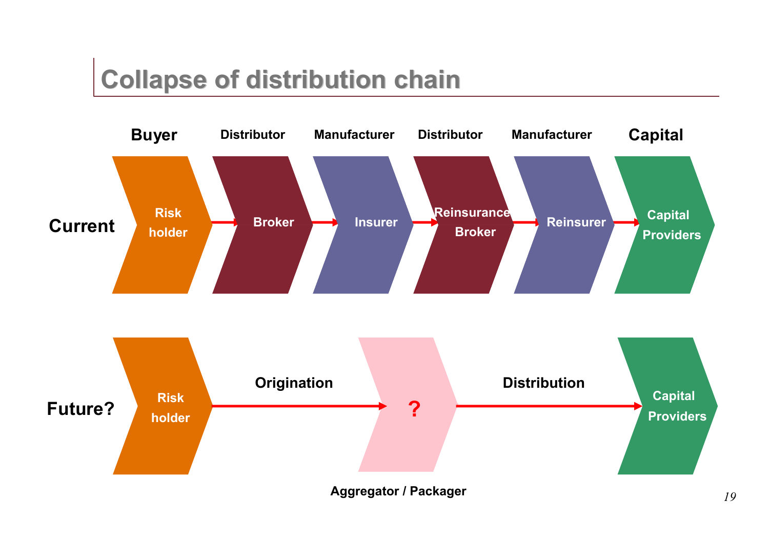# Collapse of distribution chain

| | Buyer | Distributor | Manufacturer | Distributor | Manufacturer | Capital |
|---|---|---|---|---|---|---|
| **Current** | Risk holder → | Broker → | Insurer → | Reinsurance Broker → | Reinsurer → | Capital Providers |

**Future?**

Risk holder → (Origination) → **?** (Aggregator / Packager) → (Distribution) → Capital Providers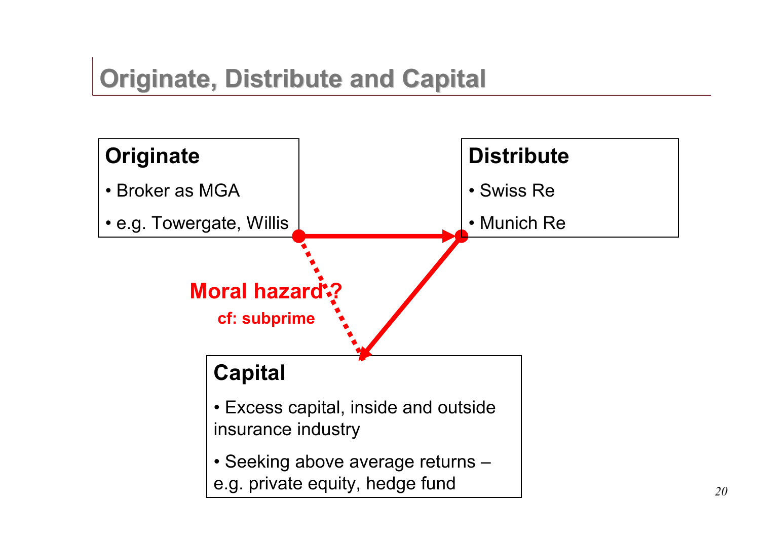# Originate, Distribute and Capital

**Originate**

- Broker as MGA
- e.g. Towergate, Willis

**Distribute**

- Swiss Re
- Munich Re

**Moral hazard ?**

**cf: subprime**

**Capital**

- Excess capital, inside and outside insurance industry
- Seeking above average returns – e.g. private equity, hedge fund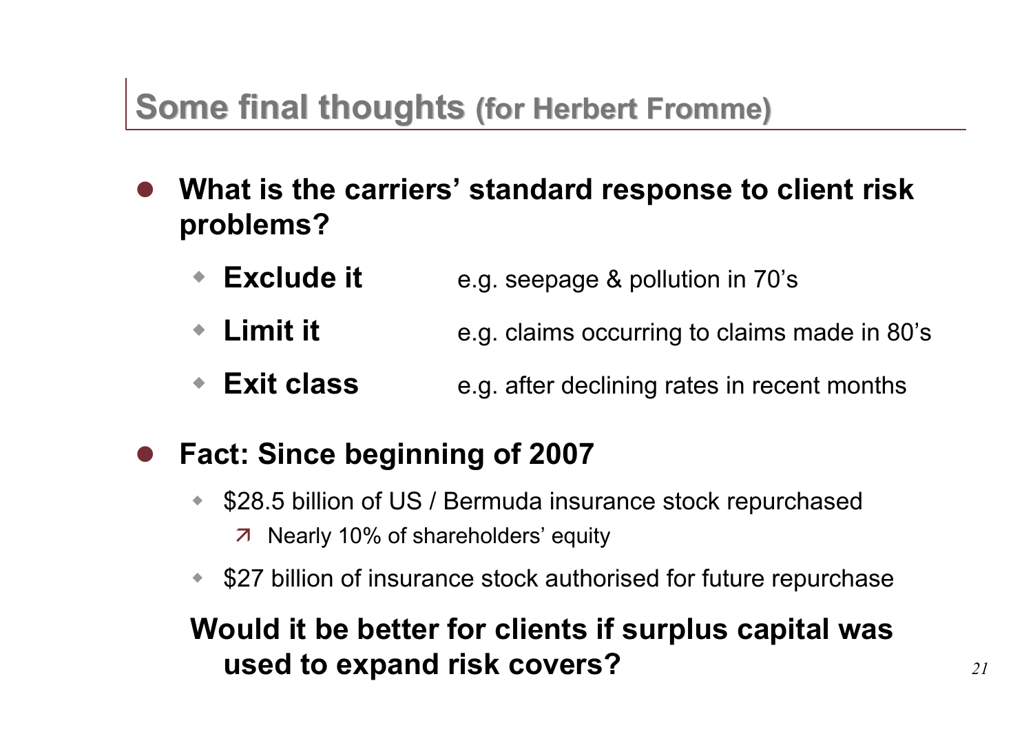# Some final thoughts (for Herbert Fromme)

- **What is the carriers' standard response to client risk problems?**
  - **Exclude it** e.g. seepage & pollution in 70's
  - **Limit it** e.g. claims occurring to claims made in 80's
  - **Exit class** e.g. after declining rates in recent months

- **Fact: Since beginning of 2007**
  - $28.5 billion of US / Bermuda insurance stock repurchased
    - Nearly 10% of shareholders' equity
  - $27 billion of insurance stock authorised for future repurchase

**Would it be better for clients if surplus capital was used to expand risk covers?**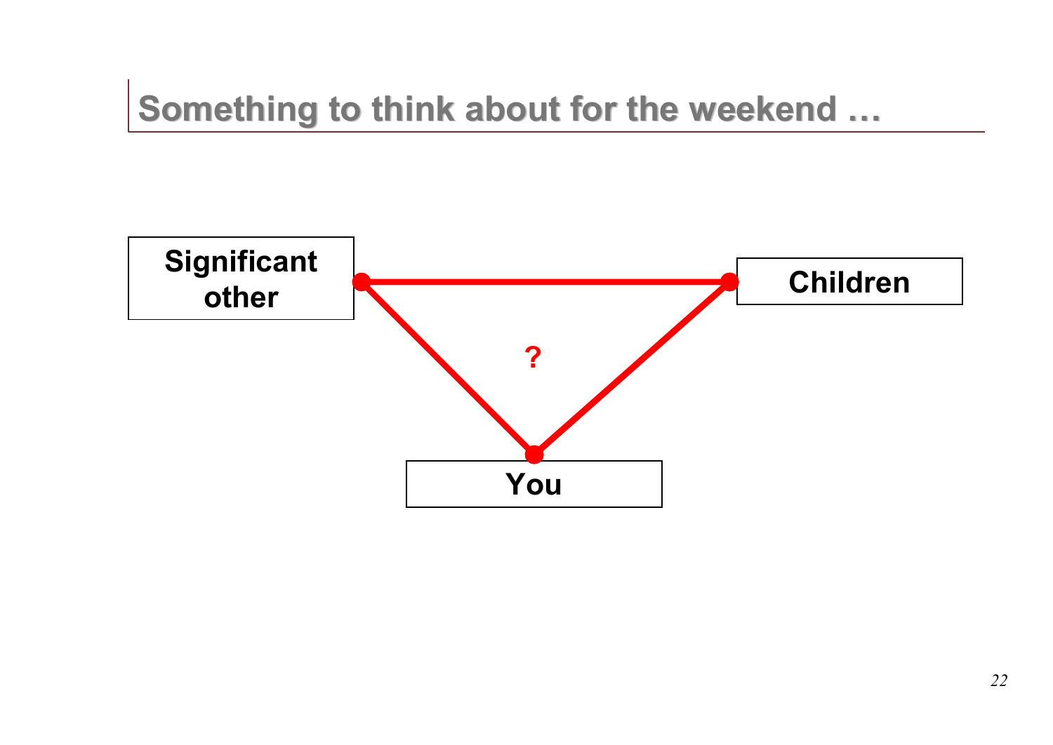# Something to think about for the weekend …

Significant other

Children

?

You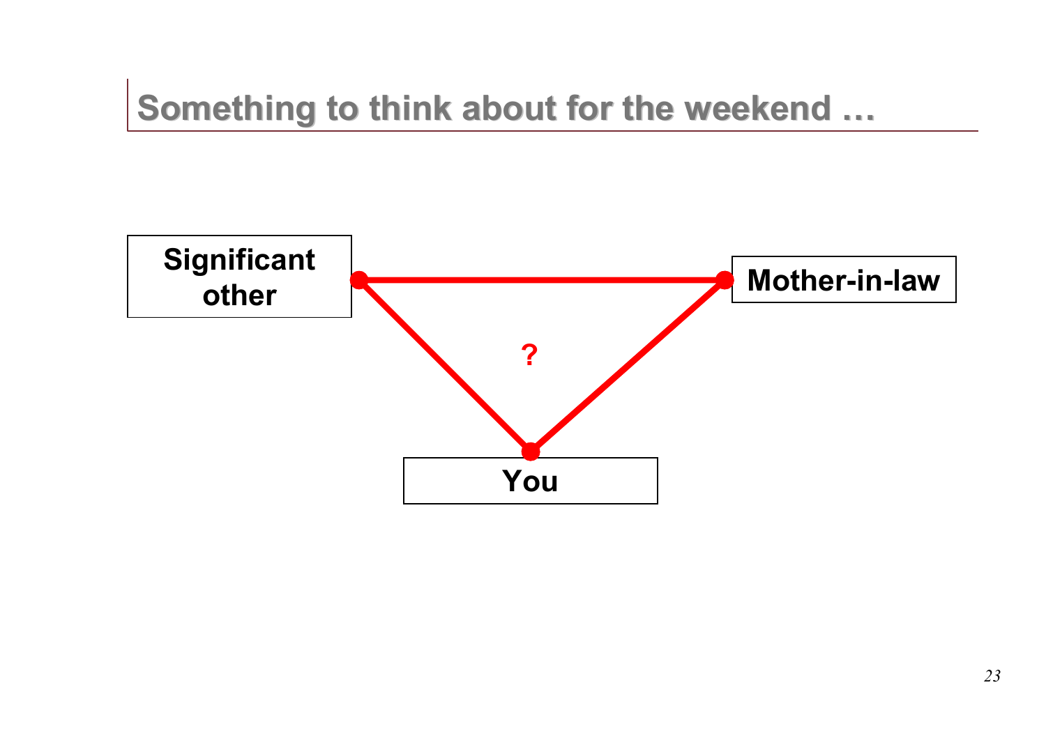# Something to think about for the weekend …

Significant other

Mother-in-law

?

You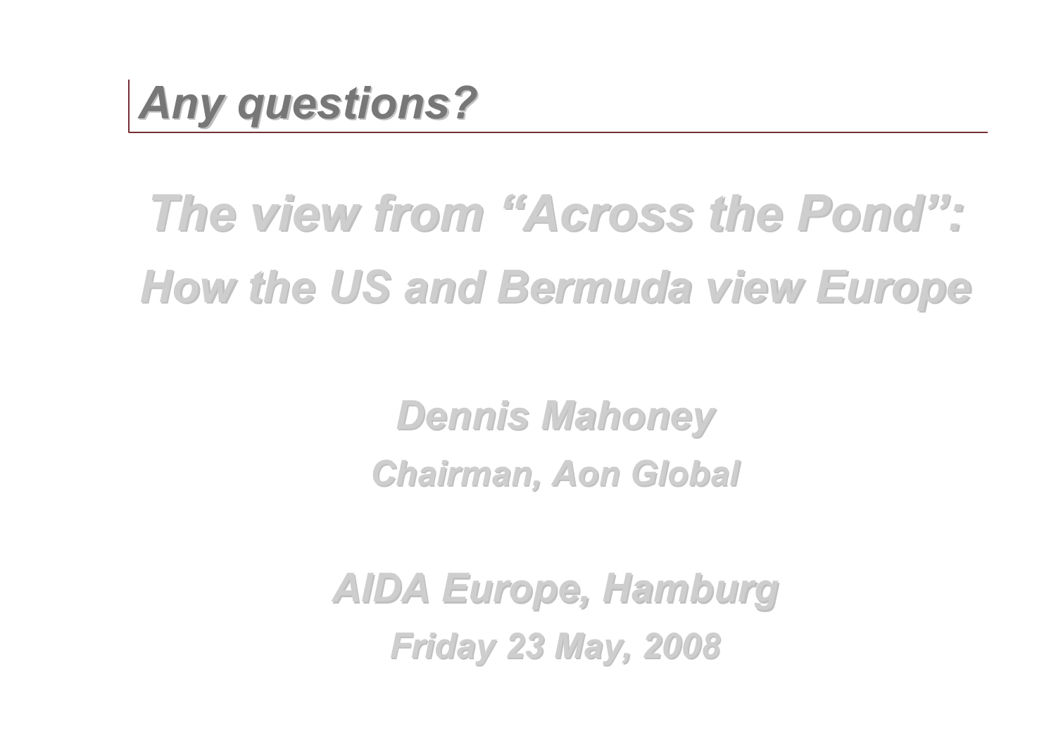# Any questions?

**The view from "Across the Pond": How the US and Bermuda view Europe**

**Dennis Mahoney**

**Chairman, Aon Global**

**AIDA Europe, Hamburg**

**Friday 23 May, 2008**